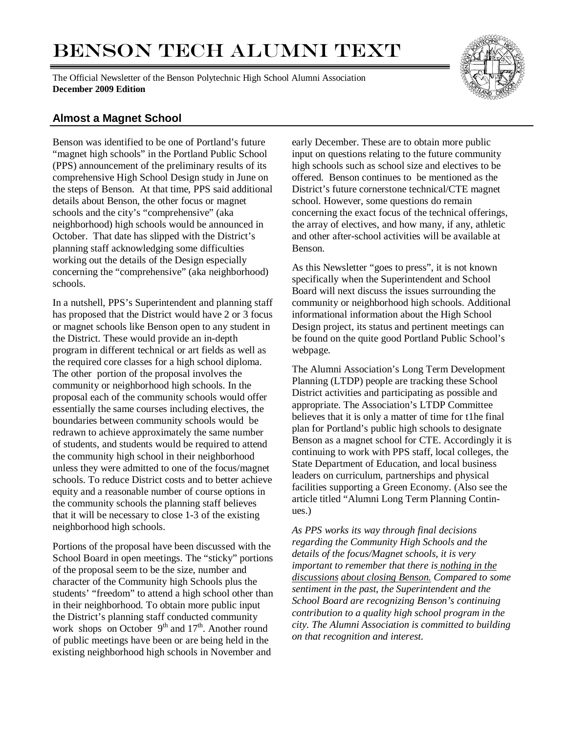# BENSON TECH ALUMNI TEXT

The Official Newsletter of the Benson Polytechnic High School Alumni Association
**December 2009 Edition**

## Almost a Magnet School

Benson was identified to be one of Portland's future "magnet high schools" in the Portland Public School (PPS) announcement of the preliminary results of its comprehensive High School Design study in June on the steps of Benson. At that time, PPS said additional details about Benson, the other focus or magnet schools and the city's "comprehensive" (aka neighborhood) high schools would be announced in October. That date has slipped with the District's planning staff acknowledging some difficulties working out the details of the Design especially concerning the "comprehensive" (aka neighborhood) schools.

In a nutshell, PPS's Superintendent and planning staff has proposed that the District would have 2 or 3 focus or magnet schools like Benson open to any student in the District. These would provide an in-depth program in different technical or art fields as well as the required core classes for a high school diploma. The other portion of the proposal involves the community or neighborhood high schools. In the proposal each of the community schools would offer essentially the same courses including electives, the boundaries between community schools would be redrawn to achieve approximately the same number of students, and students would be required to attend the community high school in their neighborhood unless they were admitted to one of the focus/magnet schools. To reduce District costs and to better achieve equity and a reasonable number of course options in the community schools the planning staff believes that it will be necessary to close 1-3 of the existing neighborhood high schools.

Portions of the proposal have been discussed with the School Board in open meetings. The "sticky" portions of the proposal seem to be the size, number and character of the Community high Schools plus the students' "freedom" to attend a high school other than in their neighborhood. To obtain more public input the District's planning staff conducted community work shops on October 9th and 17th. Another round of public meetings have been or are being held in the existing neighborhood high schools in November and early December. These are to obtain more public input on questions relating to the future community high schools such as school size and electives to be offered. Benson continues to be mentioned as the District's future cornerstone technical/CTE magnet school. However, some questions do remain concerning the exact focus of the technical offerings, the array of electives, and how many, if any, athletic and other after-school activities will be available at Benson.

As this Newsletter "goes to press", it is not known specifically when the Superintendent and School Board will next discuss the issues surrounding the community or neighborhood high schools. Additional informational information about the High School Design project, its status and pertinent meetings can be found on the quite good Portland Public School's webpage.

The Alumni Association's Long Term Development Planning (LTDP) people are tracking these School District activities and participating as possible and appropriate. The Association's LTDP Committee believes that it is only a matter of time for t1he final plan for Portland's public high schools to designate Benson as a magnet school for CTE. Accordingly it is continuing to work with PPS staff, local colleges, the State Department of Education, and local business leaders on curriculum, partnerships and physical facilities supporting a Green Economy. (Also see the article titled "Alumni Long Term Planning Continues.)

*As PPS works its way through final decisions regarding the Community High Schools and the details of the focus/Magnet schools, it is very important to remember that there is <u>nothing in the discussions</u> <u>about closing Benson.</u> Compared to some sentiment in the past, the Superintendent and the School Board are recognizing Benson's continuing contribution to a quality high school program in the city. The Alumni Association is committed to building on that recognition and interest.*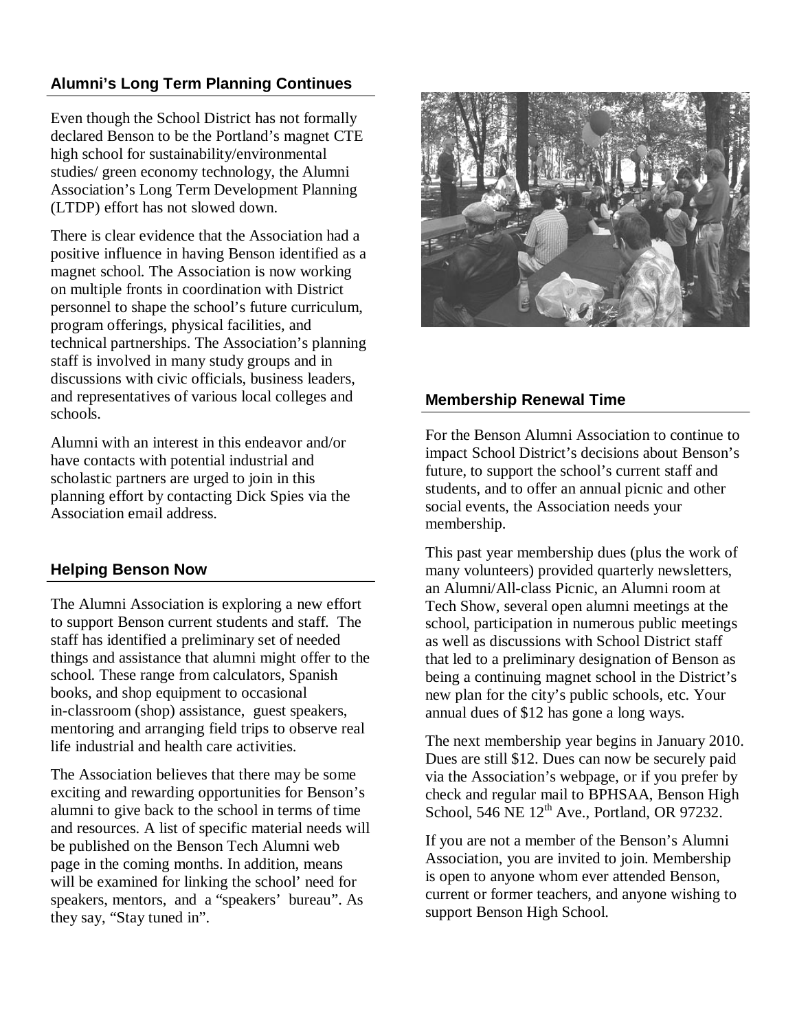## Alumni's Long Term Planning Continues

Even though the School District has not formally declared Benson to be the Portland's magnet CTE high school for sustainability/environmental studies/ green economy technology, the Alumni Association's Long Term Development Planning (LTDP) effort has not slowed down.

There is clear evidence that the Association had a positive influence in having Benson identified as a magnet school. The Association is now working on multiple fronts in coordination with District personnel to shape the school's future curriculum, program offerings, physical facilities, and technical partnerships. The Association's planning staff is involved in many study groups and in discussions with civic officials, business leaders, and representatives of various local colleges and schools.

Alumni with an interest in this endeavor and/or have contacts with potential industrial and scholastic partners are urged to join in this planning effort by contacting Dick Spies via the Association email address.

## Helping Benson Now

The Alumni Association is exploring a new effort to support Benson current students and staff. The staff has identified a preliminary set of needed things and assistance that alumni might offer to the school. These range from calculators, Spanish books, and shop equipment to occasional in-classroom (shop) assistance, guest speakers, mentoring and arranging field trips to observe real life industrial and health care activities.

The Association believes that there may be some exciting and rewarding opportunities for Benson's alumni to give back to the school in terms of time and resources. A list of specific material needs will be published on the Benson Tech Alumni web page in the coming months. In addition, means will be examined for linking the school' need for speakers, mentors, and a "speakers' bureau". As they say, "Stay tuned in".

## Membership Renewal Time

For the Benson Alumni Association to continue to impact School District's decisions about Benson's future, to support the school's current staff and students, and to offer an annual picnic and other social events, the Association needs your membership.

This past year membership dues (plus the work of many volunteers) provided quarterly newsletters, an Alumni/All-class Picnic, an Alumni room at Tech Show, several open alumni meetings at the school, participation in numerous public meetings as well as discussions with School District staff that led to a preliminary designation of Benson as being a continuing magnet school in the District's new plan for the city's public schools, etc. Your annual dues of $12 has gone a long ways.

The next membership year begins in January 2010. Dues are still $12. Dues can now be securely paid via the Association's webpage, or if you prefer by check and regular mail to BPHSAA, Benson High School, 546 NE 12th Ave., Portland, OR 97232.

If you are not a member of the Benson's Alumni Association, you are invited to join. Membership is open to anyone whom ever attended Benson, current or former teachers, and anyone wishing to support Benson High School.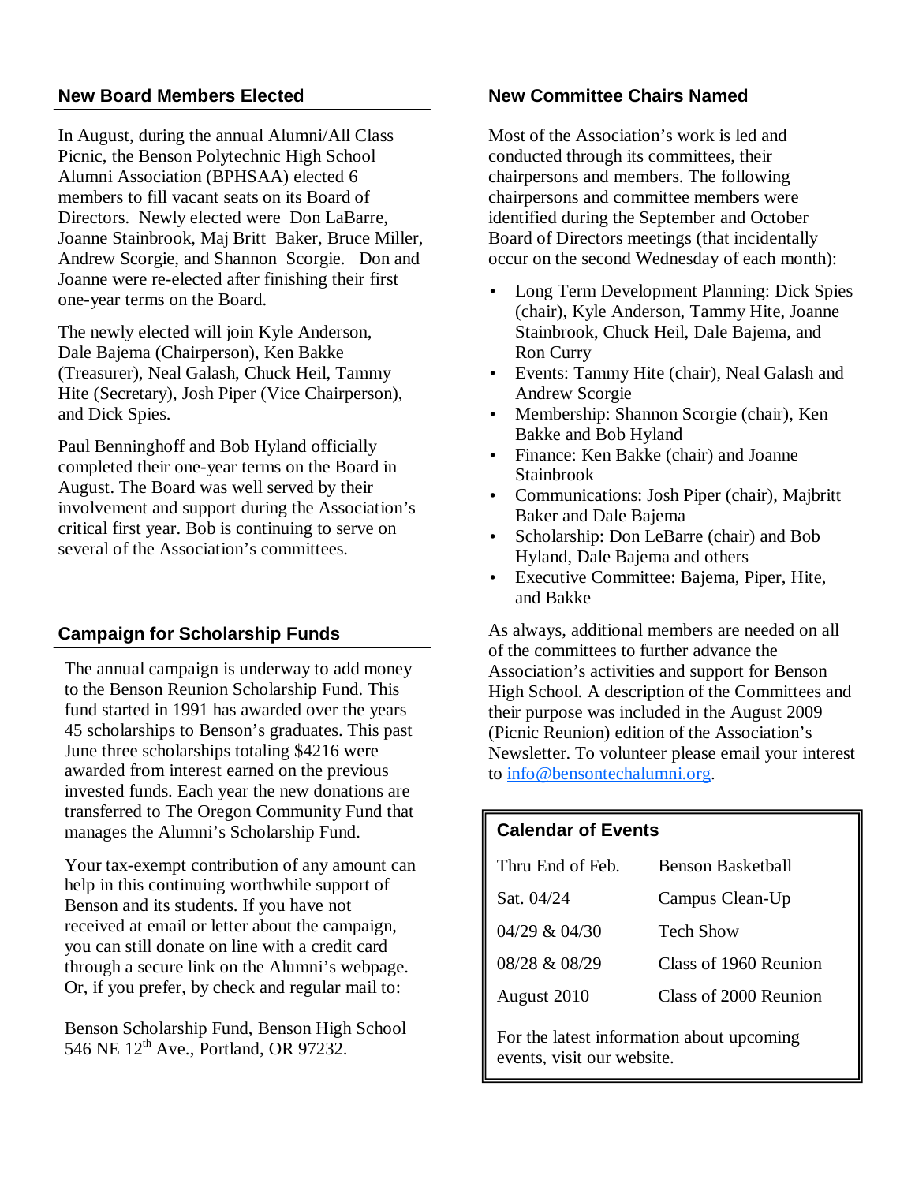## New Board Members Elected

In August, during the annual Alumni/All Class Picnic, the Benson Polytechnic High School Alumni Association (BPHSAA) elected 6 members to fill vacant seats on its Board of Directors. Newly elected were Don LaBarre, Joanne Stainbrook, Maj Britt Baker, Bruce Miller, Andrew Scorgie, and Shannon Scorgie. Don and Joanne were re-elected after finishing their first one-year terms on the Board.

The newly elected will join Kyle Anderson, Dale Bajema (Chairperson), Ken Bakke (Treasurer), Neal Galash, Chuck Heil, Tammy Hite (Secretary), Josh Piper (Vice Chairperson), and Dick Spies.

Paul Benninghoff and Bob Hyland officially completed their one-year terms on the Board in August. The Board was well served by their involvement and support during the Association's critical first year. Bob is continuing to serve on several of the Association's committees.

## Campaign for Scholarship Funds

The annual campaign is underway to add money to the Benson Reunion Scholarship Fund. This fund started in 1991 has awarded over the years 45 scholarships to Benson's graduates. This past June three scholarships totaling $4216 were awarded from interest earned on the previous invested funds. Each year the new donations are transferred to The Oregon Community Fund that manages the Alumni's Scholarship Fund.

Your tax-exempt contribution of any amount can help in this continuing worthwhile support of Benson and its students. If you have not received at email or letter about the campaign, you can still donate on line with a credit card through a secure link on the Alumni's webpage. Or, if you prefer, by check and regular mail to:

Benson Scholarship Fund, Benson High School
546 NE 12th Ave., Portland, OR 97232.

## New Committee Chairs Named

Most of the Association's work is led and conducted through its committees, their chairpersons and members. The following chairpersons and committee members were identified during the September and October Board of Directors meetings (that incidentally occur on the second Wednesday of each month):

- Long Term Development Planning: Dick Spies (chair), Kyle Anderson, Tammy Hite, Joanne Stainbrook, Chuck Heil, Dale Bajema, and Ron Curry
- Events: Tammy Hite (chair), Neal Galash and Andrew Scorgie
- Membership: Shannon Scorgie (chair), Ken Bakke and Bob Hyland
- Finance: Ken Bakke (chair) and Joanne Stainbrook
- Communications: Josh Piper (chair), Majbritt Baker and Dale Bajema
- Scholarship: Don LeBarre (chair) and Bob Hyland, Dale Bajema and others
- Executive Committee: Bajema, Piper, Hite, and Bakke

As always, additional members are needed on all of the committees to further advance the Association's activities and support for Benson High School. A description of the Committees and their purpose was included in the August 2009 (Picnic Reunion) edition of the Association's Newsletter. To volunteer please email your interest to info@bensontechalumni.org.

### Calendar of Events

| | |
|---|---|
| Thru End of Feb. | Benson Basketball |
| Sat. 04/24 | Campus Clean-Up |
| 04/29 & 04/30 | Tech Show |
| 08/28 & 08/29 | Class of 1960 Reunion |
| August 2010 | Class of 2000 Reunion |

For the latest information about upcoming events, visit our website.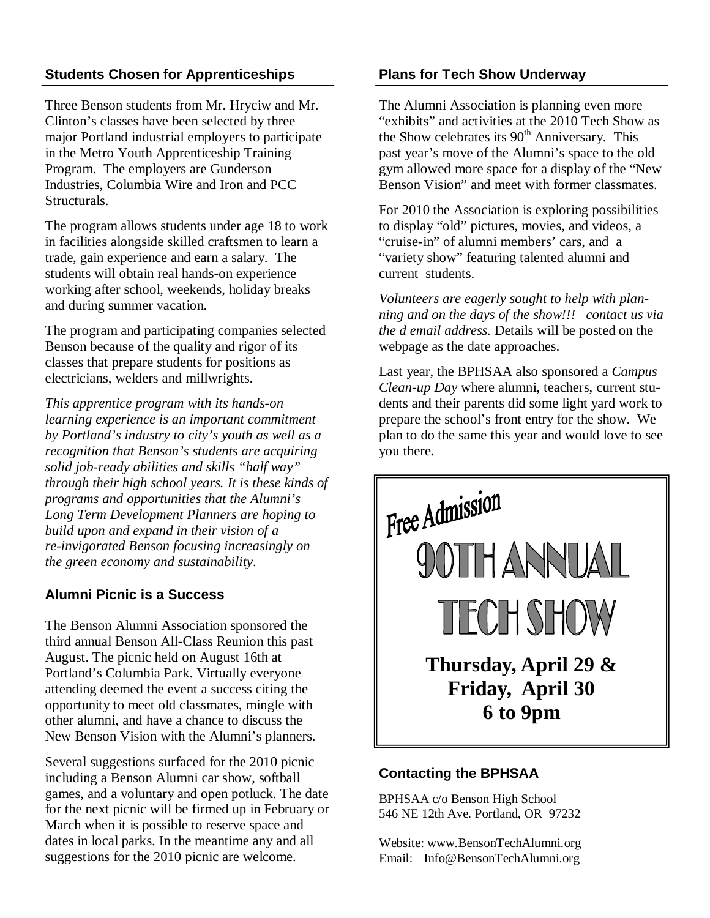### Students Chosen for Apprenticeships

Three Benson students from Mr. Hryciw and Mr. Clinton's classes have been selected by three major Portland industrial employers to participate in the Metro Youth Apprenticeship Training Program. The employers are Gunderson Industries, Columbia Wire and Iron and PCC Structurals.

The program allows students under age 18 to work in facilities alongside skilled craftsmen to learn a trade, gain experience and earn a salary. The students will obtain real hands-on experience working after school, weekends, holiday breaks and during summer vacation.

The program and participating companies selected Benson because of the quality and rigor of its classes that prepare students for positions as electricians, welders and millwrights.

*This apprentice program with its hands-on learning experience is an important commitment by Portland's industry to city's youth as well as a recognition that Benson's students are acquiring solid job-ready abilities and skills "half way" through their high school years. It is these kinds of programs and opportunities that the Alumni's Long Term Development Planners are hoping to build upon and expand in their vision of a re-invigorated Benson focusing increasingly on the green economy and sustainability*.

### Alumni Picnic is a Success

The Benson Alumni Association sponsored the third annual Benson All-Class Reunion this past August. The picnic held on August 16th at Portland's Columbia Park. Virtually everyone attending deemed the event a success citing the opportunity to meet old classmates, mingle with other alumni, and have a chance to discuss the New Benson Vision with the Alumni's planners.

Several suggestions surfaced for the 2010 picnic including a Benson Alumni car show, softball games, and a voluntary and open potluck. The date for the next picnic will be firmed up in February or March when it is possible to reserve space and dates in local parks. In the meantime any and all suggestions for the 2010 picnic are welcome.

### Plans for Tech Show Underway

The Alumni Association is planning even more "exhibits" and activities at the 2010 Tech Show as the Show celebrates its 90th Anniversary. This past year's move of the Alumni's space to the old gym allowed more space for a display of the "New Benson Vision" and meet with former classmates.

For 2010 the Association is exploring possibilities to display "old" pictures, movies, and videos, a "cruise-in" of alumni members' cars, and a "variety show" featuring talented alumni and current students.

*Volunteers are eagerly sought to help with planning and on the days of the show!!! contact us via the d email address.* Details will be posted on the webpage as the date approaches.

Last year, the BPHSAA also sponsored a *Campus Clean-up Day* where alumni, teachers, current students and their parents did some light yard work to prepare the school's front entry for the show. We plan to do the same this year and would love to see you there.

Free Admission

**90TH ANNUAL TECH SHOW**

**Thursday, April 29 & Friday, April 30**
**6 to 9pm**

### Contacting the BPHSAA

BPHSAA c/o Benson High School
546 NE 12th Ave. Portland, OR 97232

Website: www.BensonTechAlumni.org
Email: Info@BensonTechAlumni.org